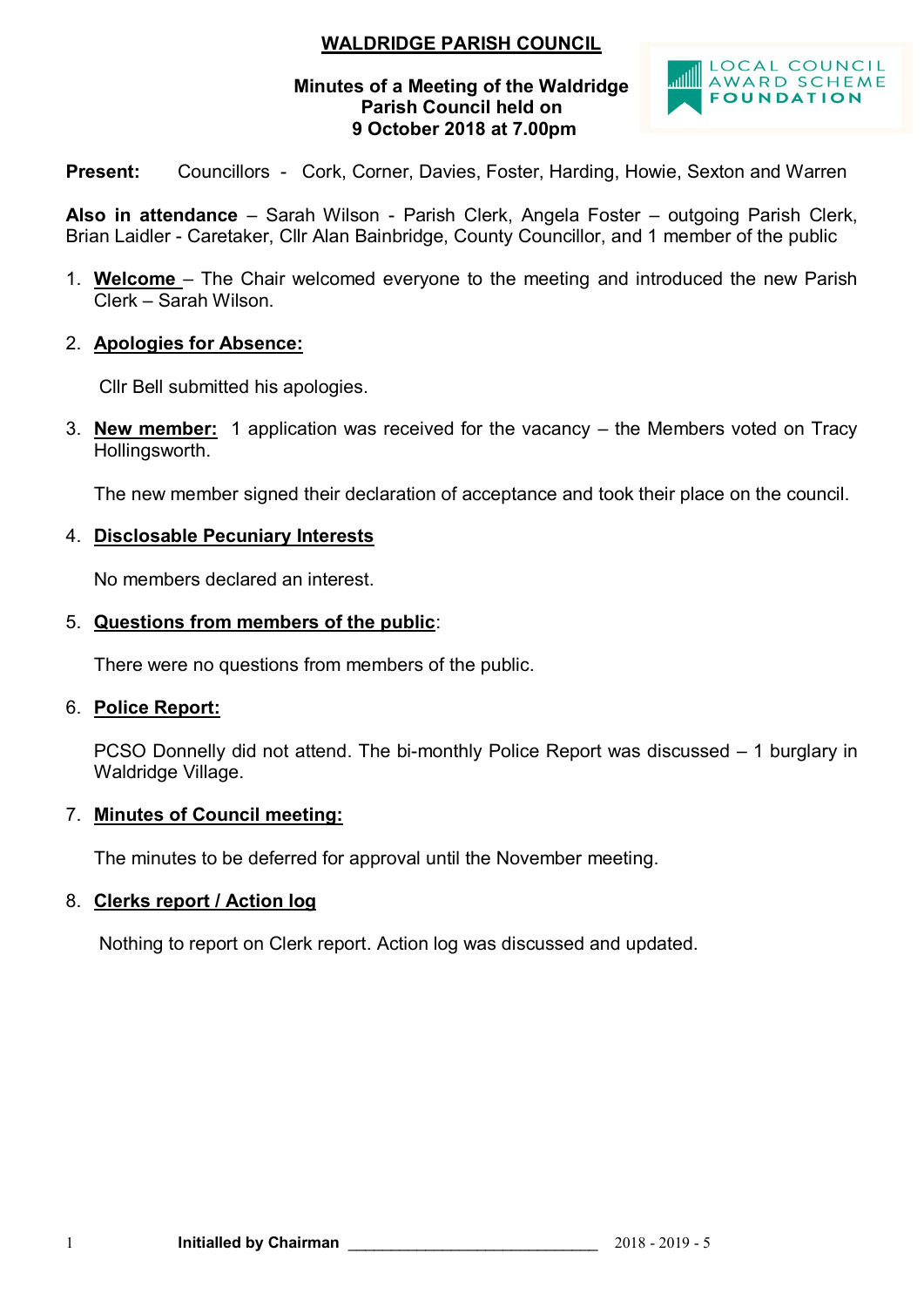# WALDRIDGE PARISH COUNCIL

**Minutes of a Meeting of the Waldridge Parish Council held on 9 October 2018 at 7.00pm**

LOCAL COUNCIL AWARD SCHEME FOUNDATION

**Present:** Councillors - Cork, Corner, Davies, Foster, Harding, Howie, Sexton and Warren

**Also in attendance** – Sarah Wilson - Parish Clerk, Angela Foster – outgoing Parish Clerk, Brian Laidler - Caretaker, Cllr Alan Bainbridge, County Councillor, and 1 member of the public

1. **Welcome** – The Chair welcomed everyone to the meeting and introduced the new Parish Clerk – Sarah Wilson.

2. **Apologies for Absence:**

   Cllr Bell submitted his apologies.

3. **New member:** 1 application was received for the vacancy – the Members voted on Tracy Hollingsworth.

   The new member signed their declaration of acceptance and took their place on the council.

4. **Disclosable Pecuniary Interests**

   No members declared an interest.

5. **Questions from members of the public:**

   There were no questions from members of the public.

6. **Police Report:**

   PCSO Donnelly did not attend. The bi-monthly Police Report was discussed – 1 burglary in Waldridge Village.

7. **Minutes of Council meeting:**

   The minutes to be deferred for approval until the November meeting.

8. **Clerks report / Action log**

   Nothing to report on Clerk report. Action log was discussed and updated.

Initialled by Chairman ______________________________ 2018 - 2019 - 5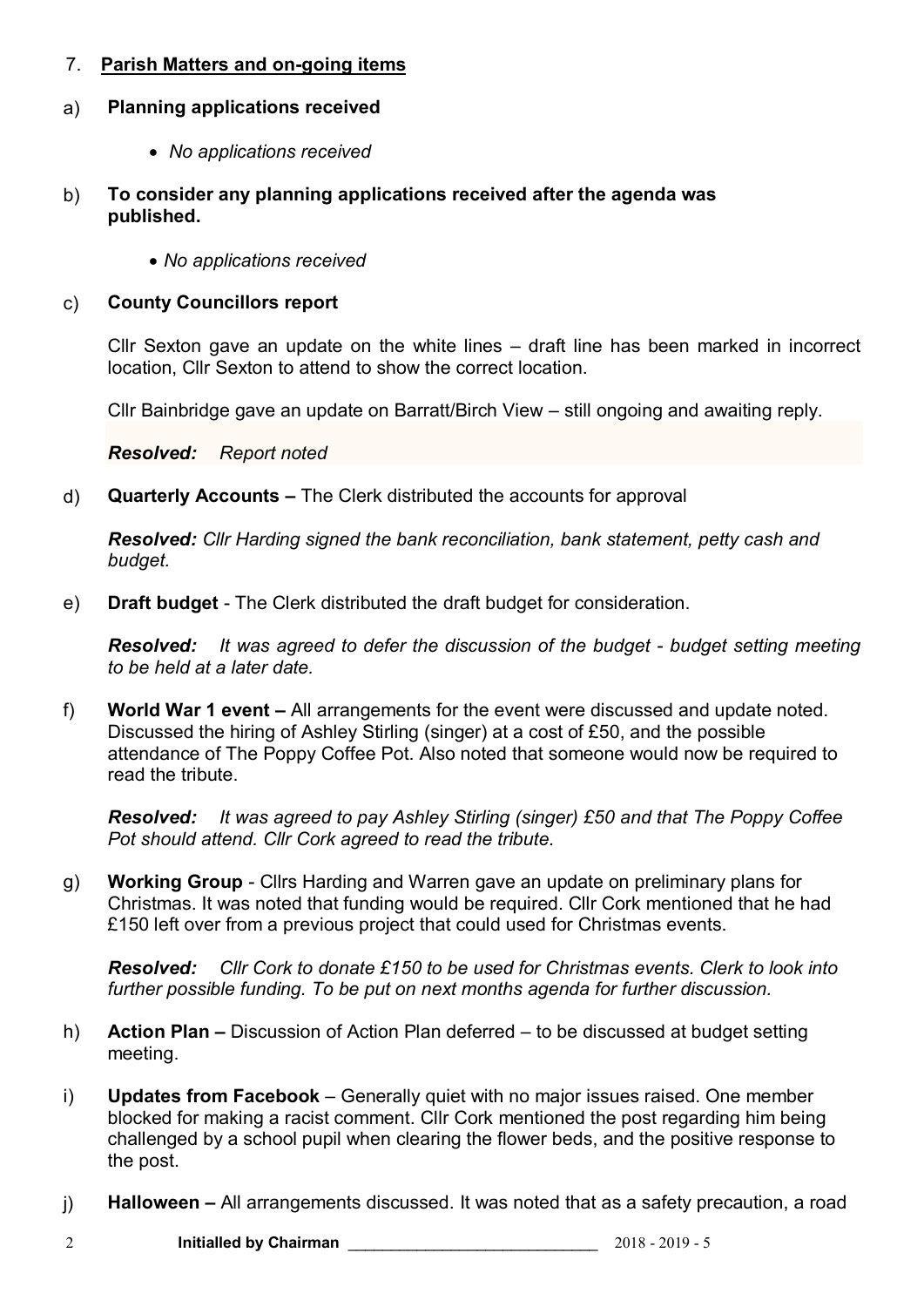## 7. **Parish Matters and on-going items**

a) **Planning applications received**

- *No applications received*

b) **To consider any planning applications received after the agenda was published.**

- *No applications received*

c) **County Councillors report**

Cllr Sexton gave an update on the white lines – draft line has been marked in incorrect location, Cllr Sexton to attend to show the correct location.

Cllr Bainbridge gave an update on Barratt/Birch View – still ongoing and awaiting reply.

***Resolved:*** *Report noted*

d) **Quarterly Accounts –** The Clerk distributed the accounts for approval

***Resolved:*** *Cllr Harding signed the bank reconciliation, bank statement, petty cash and budget.*

e) **Draft budget** - The Clerk distributed the draft budget for consideration.

***Resolved:*** *It was agreed to defer the discussion of the budget - budget setting meeting to be held at a later date.*

f) **World War 1 event –** All arrangements for the event were discussed and update noted. Discussed the hiring of Ashley Stirling (singer) at a cost of £50, and the possible attendance of The Poppy Coffee Pot. Also noted that someone would now be required to read the tribute.

***Resolved:*** *It was agreed to pay Ashley Stirling (singer) £50 and that The Poppy Coffee Pot should attend. Cllr Cork agreed to read the tribute.*

g) **Working Group** - Cllrs Harding and Warren gave an update on preliminary plans for Christmas. It was noted that funding would be required. Cllr Cork mentioned that he had £150 left over from a previous project that could used for Christmas events.

***Resolved:*** *Cllr Cork to donate £150 to be used for Christmas events. Clerk to look into further possible funding. To be put on next months agenda for further discussion.*

h) **Action Plan –** Discussion of Action Plan deferred – to be discussed at budget setting meeting.

i) **Updates from Facebook** – Generally quiet with no major issues raised. One member blocked for making a racist comment. Cllr Cork mentioned the post regarding him being challenged by a school pupil when clearing the flower beds, and the positive response to the post.

j) **Halloween –** All arrangements discussed. It was noted that as a safety precaution, a road

**Initialled by Chairman** ______________________________ 2018 - 2019 - 5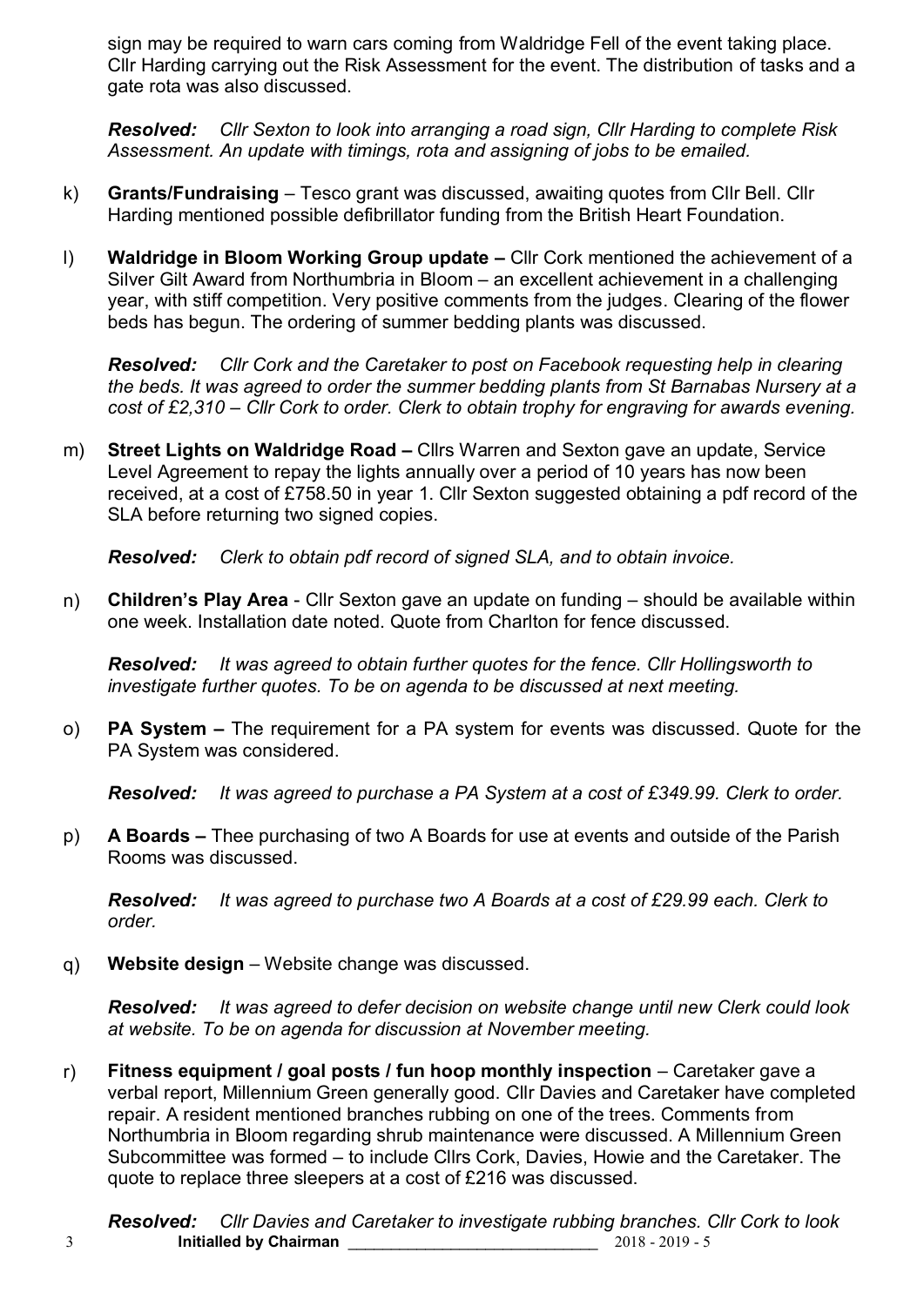sign may be required to warn cars coming from Waldridge Fell of the event taking place. Cllr Harding carrying out the Risk Assessment for the event. The distribution of tasks and a gate rota was also discussed.

***Resolved:*** *Cllr Sexton to look into arranging a road sign, Cllr Harding to complete Risk Assessment. An update with timings, rota and assigning of jobs to be emailed.*

k) **Grants/Fundraising** – Tesco grant was discussed, awaiting quotes from Cllr Bell. Cllr Harding mentioned possible defibrillator funding from the British Heart Foundation.

l) **Waldridge in Bloom Working Group update –** Cllr Cork mentioned the achievement of a Silver Gilt Award from Northumbria in Bloom – an excellent achievement in a challenging year, with stiff competition. Very positive comments from the judges. Clearing of the flower beds has begun. The ordering of summer bedding plants was discussed.

***Resolved:*** *Cllr Cork and the Caretaker to post on Facebook requesting help in clearing the beds. It was agreed to order the summer bedding plants from St Barnabas Nursery at a cost of £2,310 – Cllr Cork to order. Clerk to obtain trophy for engraving for awards evening.*

m) **Street Lights on Waldridge Road –** Cllrs Warren and Sexton gave an update, Service Level Agreement to repay the lights annually over a period of 10 years has now been received, at a cost of £758.50 in year 1. Cllr Sexton suggested obtaining a pdf record of the SLA before returning two signed copies.

***Resolved:*** *Clerk to obtain pdf record of signed SLA, and to obtain invoice.*

n) **Children's Play Area** - Cllr Sexton gave an update on funding – should be available within one week. Installation date noted. Quote from Charlton for fence discussed.

***Resolved:*** *It was agreed to obtain further quotes for the fence. Cllr Hollingsworth to investigate further quotes. To be on agenda to be discussed at next meeting.*

o) **PA System –** The requirement for a PA system for events was discussed. Quote for the PA System was considered.

***Resolved:*** *It was agreed to purchase a PA System at a cost of £349.99. Clerk to order.*

p) **A Boards –** Thee purchasing of two A Boards for use at events and outside of the Parish Rooms was discussed.

***Resolved:*** *It was agreed to purchase two A Boards at a cost of £29.99 each. Clerk to order.*

q) **Website design** – Website change was discussed.

***Resolved:*** *It was agreed to defer decision on website change until new Clerk could look at website. To be on agenda for discussion at November meeting.*

r) **Fitness equipment / goal posts / fun hoop monthly inspection** – Caretaker gave a verbal report, Millennium Green generally good. Cllr Davies and Caretaker have completed repair. A resident mentioned branches rubbing on one of the trees. Comments from Northumbria in Bloom regarding shrub maintenance were discussed. A Millennium Green Subcommittee was formed – to include Cllrs Cork, Davies, Howie and the Caretaker. The quote to replace three sleepers at a cost of £216 was discussed.

***Resolved:*** *Cllr Davies and Caretaker to investigate rubbing branches. Cllr Cork to look*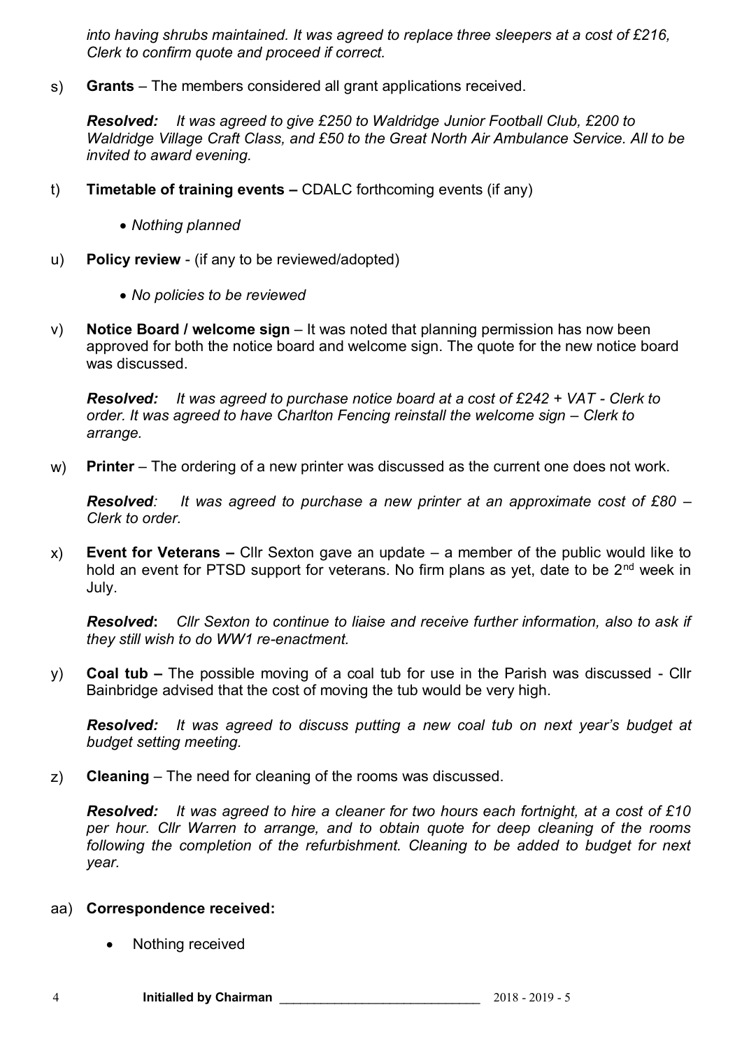*into having shrubs maintained. It was agreed to replace three sleepers at a cost of £216, Clerk to confirm quote and proceed if correct.*

s) **Grants** – The members considered all grant applications received.

***Resolved:*** *It was agreed to give £250 to Waldridge Junior Football Club, £200 to Waldridge Village Craft Class, and £50 to the Great North Air Ambulance Service. All to be invited to award evening.*

t) **Timetable of training events –** CDALC forthcoming events (if any)

- *Nothing planned*

u) **Policy review** - (if any to be reviewed/adopted)

- *No policies to be reviewed*

v) **Notice Board / welcome sign** – It was noted that planning permission has now been approved for both the notice board and welcome sign. The quote for the new notice board was discussed.

***Resolved:*** *It was agreed to purchase notice board at a cost of £242 + VAT - Clerk to order. It was agreed to have Charlton Fencing reinstall the welcome sign – Clerk to arrange.*

w) **Printer** – The ordering of a new printer was discussed as the current one does not work.

***Resolved:*** *It was agreed to purchase a new printer at an approximate cost of £80 – Clerk to order.*

x) **Event for Veterans –** Cllr Sexton gave an update – a member of the public would like to hold an event for PTSD support for veterans. No firm plans as yet, date to be 2nd week in July.

***Resolved*****:** *Cllr Sexton to continue to liaise and receive further information, also to ask if they still wish to do WW1 re-enactment.*

y) **Coal tub –** The possible moving of a coal tub for use in the Parish was discussed - Cllr Bainbridge advised that the cost of moving the tub would be very high.

***Resolved:*** *It was agreed to discuss putting a new coal tub on next year's budget at budget setting meeting.*

z) **Cleaning** – The need for cleaning of the rooms was discussed.

***Resolved:*** *It was agreed to hire a cleaner for two hours each fortnight, at a cost of £10 per hour. Cllr Warren to arrange, and to obtain quote for deep cleaning of the rooms following the completion of the refurbishment. Cleaning to be added to budget for next year.*

aa) **Correspondence received:**

- Nothing received

**Initialled by Chairman** \_\_\_\_\_\_\_\_\_\_\_\_\_\_\_\_\_\_\_\_\_\_\_\_\_\_\_\_\_\_ 2018 - 2019 - 5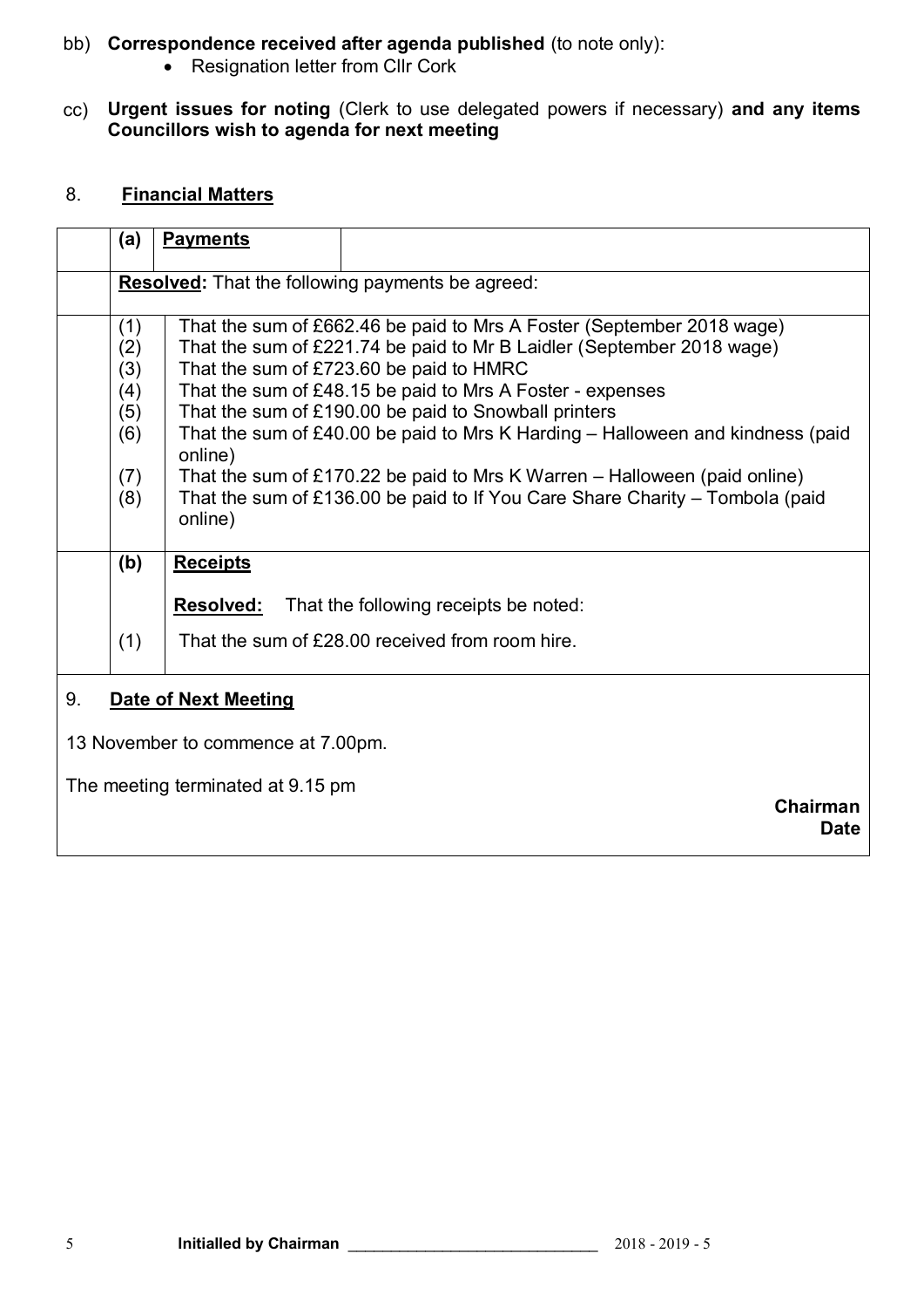bb) **Correspondence received after agenda published** (to note only):

- Resignation letter from Cllr Cork

cc) **Urgent issues for noting** (Clerk to use delegated powers if necessary) **and any items Councillors wish to agenda for next meeting**

## 8. Financial Matters

| | | |
|---|---|---|
| **(a)** | **Payments** | |
| | **Resolved:** That the following payments be agreed: | |
| (1) | That the sum of £662.46 be paid to Mrs A Foster (September 2018 wage) | |
| (2) | That the sum of £221.74 be paid to Mr B Laidler (September 2018 wage) | |
| (3) | That the sum of £723.60 be paid to HMRC | |
| (4) | That the sum of £48.15 be paid to Mrs A Foster - expenses | |
| (5) | That the sum of £190.00 be paid to Snowball printers | |
| (6) | That the sum of £40.00 be paid to Mrs K Harding – Halloween and kindness (paid online) | |
| (7) | That the sum of £170.22 be paid to Mrs K Warren – Halloween (paid online) | |
| (8) | That the sum of £136.00 be paid to If You Care Share Charity – Tombola (paid online) | |
| **(b)** | **Receipts** | |
| | **Resolved:** That the following receipts be noted: | |
| (1) | That the sum of £28.00 received from room hire. | |

## 9. Date of Next Meeting

13 November to commence at 7.00pm.

The meeting terminated at 9.15 pm

**Chairman**
**Date**

**Initialled by Chairman** ______________________________ 2018 - 2019 - 5